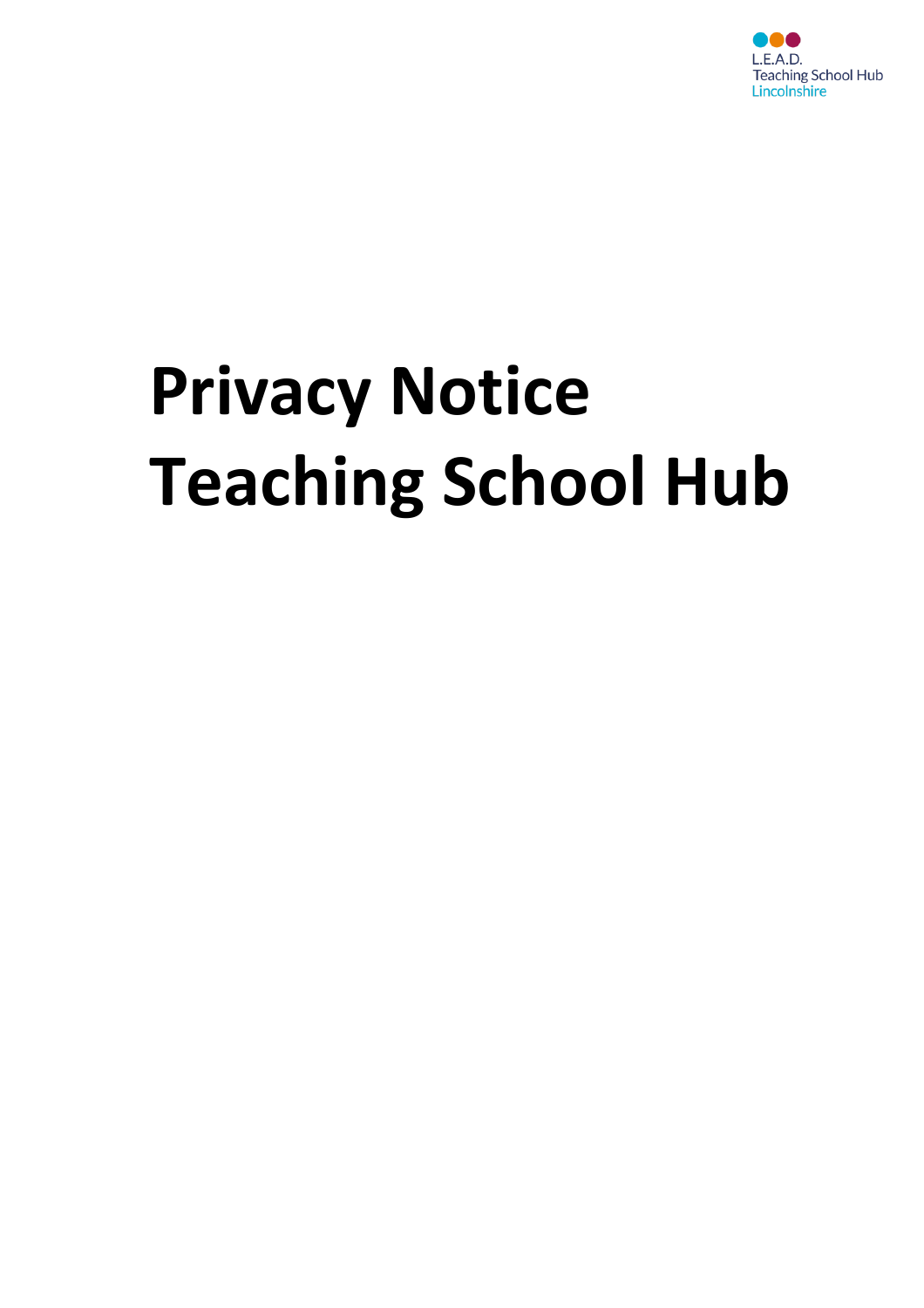L.E.A.D.
Teaching School Hub
Lincolnshire

# Privacy Notice
# Teaching School Hub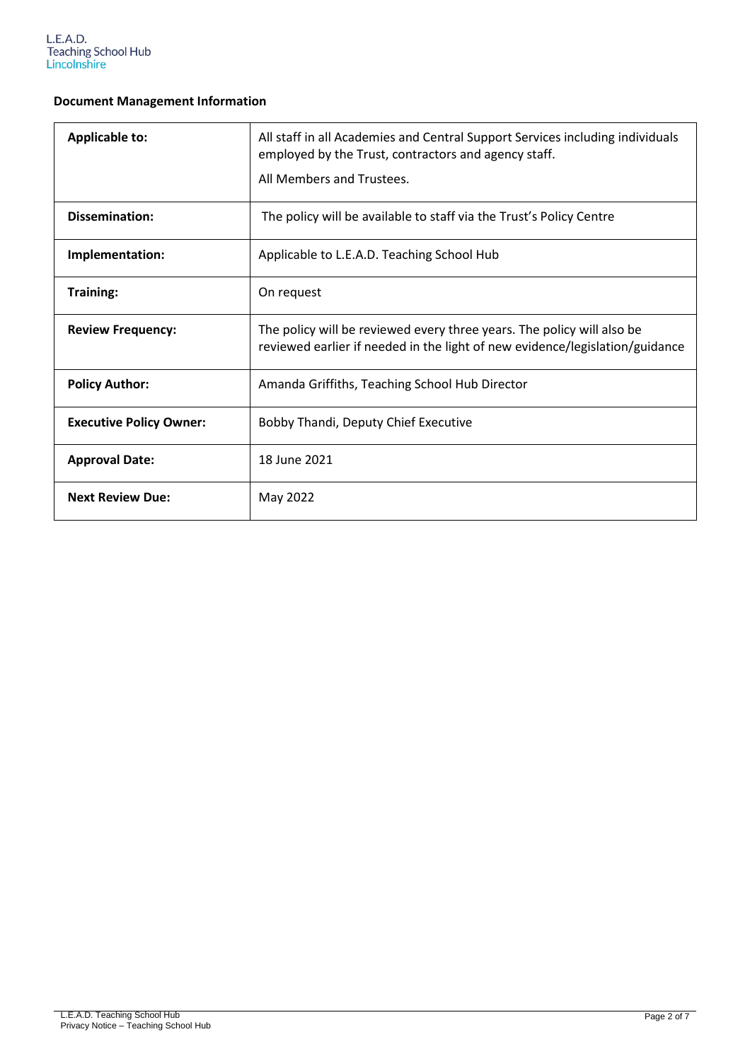**Document Management Information**

| **Applicable to:** | All staff in all Academies and Central Support Services including individuals employed by the Trust, contractors and agency staff.<br><br>All Members and Trustees. |
|---|---|
| **Dissemination:** | The policy will be available to staff via the Trust's Policy Centre |
| **Implementation:** | Applicable to L.E.A.D. Teaching School Hub |
| **Training:** | On request |
| **Review Frequency:** | The policy will be reviewed every three years. The policy will also be reviewed earlier if needed in the light of new evidence/legislation/guidance |
| **Policy Author:** | Amanda Griffiths, Teaching School Hub Director |
| **Executive Policy Owner:** | Bobby Thandi, Deputy Chief Executive |
| **Approval Date:** | 18 June 2021 |
| **Next Review Due:** | May 2022 |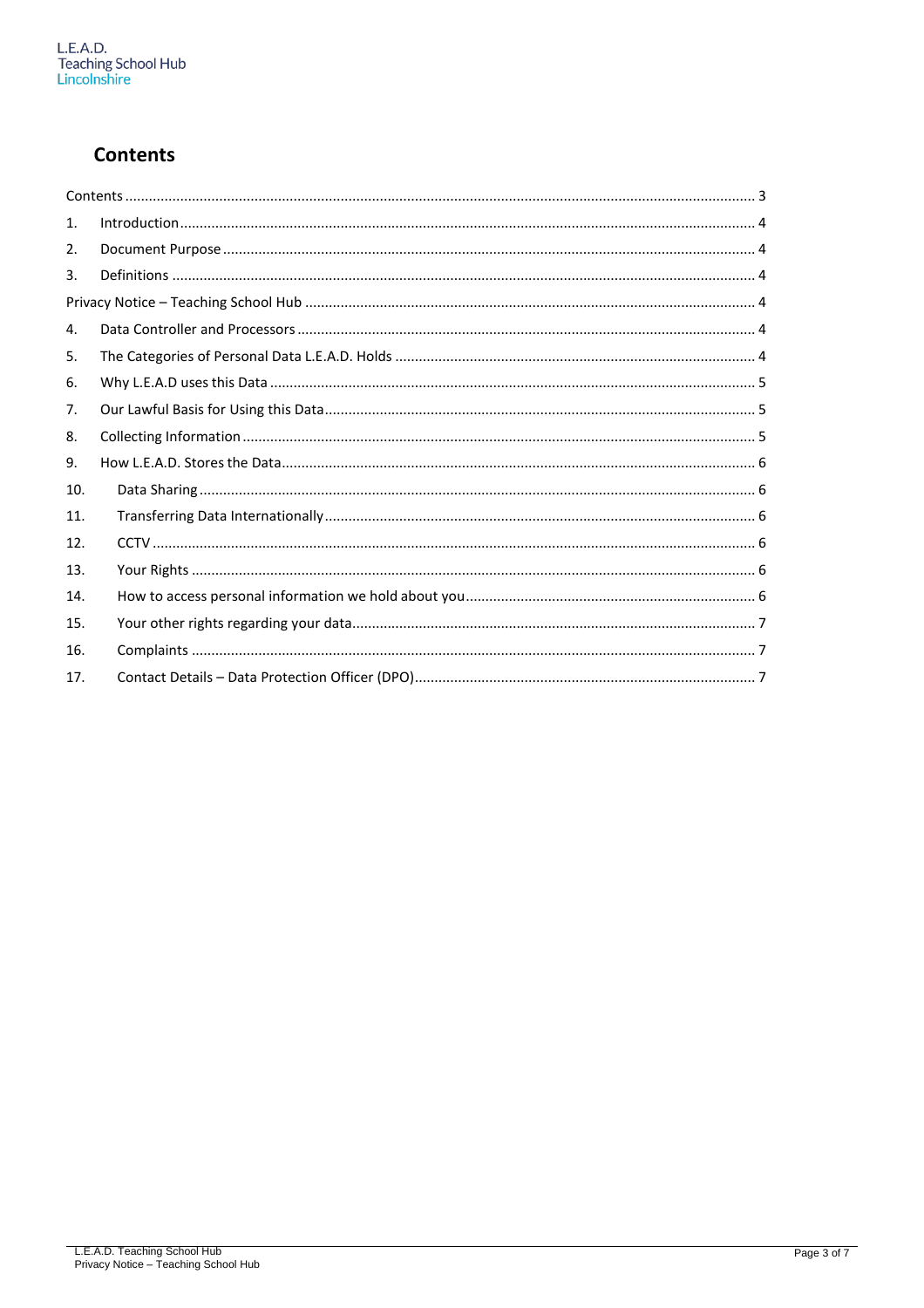## Contents

Contents ........................................................................................................................................................ 3

1. Introduction ............................................................................................................................................ 4
2. Document Purpose ................................................................................................................................. 4
3. Definitions .............................................................................................................................................. 4

Privacy Notice – Teaching School Hub ........................................................................................................ 4

4. Data Controller and Processors .............................................................................................................. 4
5. The Categories of Personal Data L.E.A.D. Holds .................................................................................... 4
6. Why L.E.A.D uses this Data .................................................................................................................... 5
7. Our Lawful Basis for Using this Data ...................................................................................................... 5
8. Collecting Information ........................................................................................................................... 5
9. How L.E.A.D. Stores the Data ................................................................................................................. 6
10. Data Sharing ........................................................................................................................................ 6
11. Transferring Data Internationally ........................................................................................................ 6
12. CCTV .................................................................................................................................................... 6
13. Your Rights .......................................................................................................................................... 6
14. How to access personal information we hold about you ................................................................... 6
15. Your other rights regarding your data ................................................................................................. 7
16. Complaints .......................................................................................................................................... 7
17. Contact Details – Data Protection Officer (DPO) ................................................................................. 7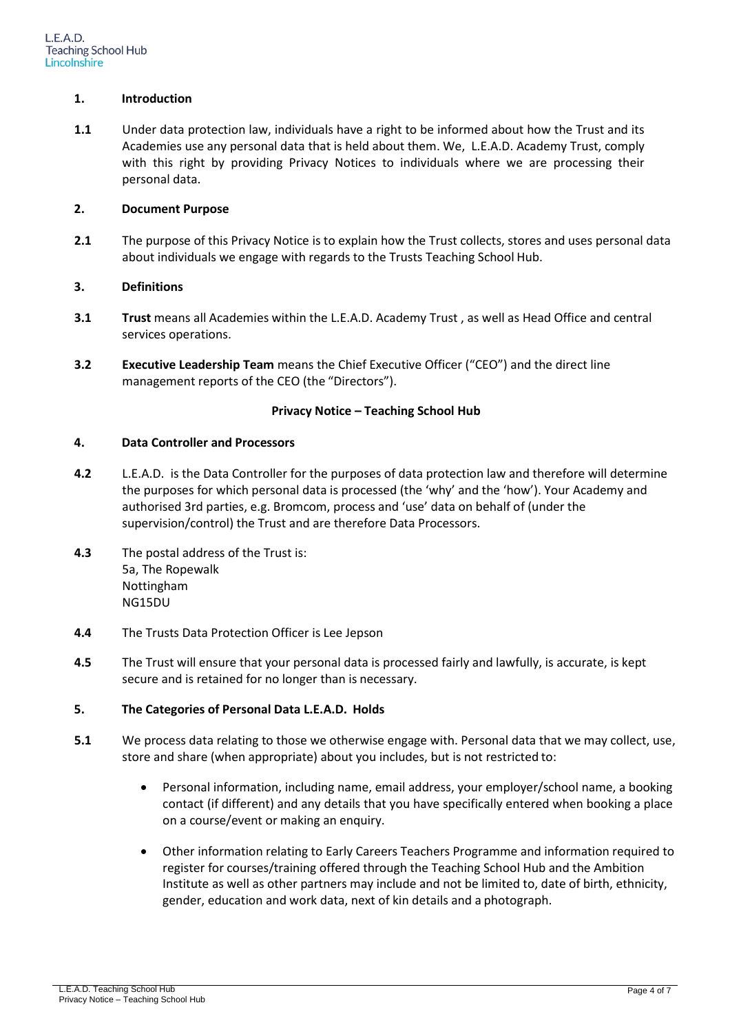## 1. Introduction

**1.1** Under data protection law, individuals have a right to be informed about how the Trust and its Academies use any personal data that is held about them. We, L.E.A.D. Academy Trust, comply with this right by providing Privacy Notices to individuals where we are processing their personal data.

## 2. Document Purpose

**2.1** The purpose of this Privacy Notice is to explain how the Trust collects, stores and uses personal data about individuals we engage with regards to the Trusts Teaching School Hub.

## 3. Definitions

**3.1** **Trust** means all Academies within the L.E.A.D. Academy Trust , as well as Head Office and central services operations.

**3.2** **Executive Leadership Team** means the Chief Executive Officer ("CEO") and the direct line management reports of the CEO (the "Directors").

**Privacy Notice – Teaching School Hub**

## 4. Data Controller and Processors

**4.2** L.E.A.D. is the Data Controller for the purposes of data protection law and therefore will determine the purposes for which personal data is processed (the 'why' and the 'how'). Your Academy and authorised 3rd parties, e.g. Bromcom, process and 'use' data on behalf of (under the supervision/control) the Trust and are therefore Data Processors.

**4.3** The postal address of the Trust is:
5a, The Ropewalk
Nottingham
NG15DU

**4.4** The Trusts Data Protection Officer is Lee Jepson

**4.5** The Trust will ensure that your personal data is processed fairly and lawfully, is accurate, is kept secure and is retained for no longer than is necessary.

## 5. The Categories of Personal Data L.E.A.D. Holds

**5.1** We process data relating to those we otherwise engage with. Personal data that we may collect, use, store and share (when appropriate) about you includes, but is not restricted to:

- Personal information, including name, email address, your employer/school name, a booking contact (if different) and any details that you have specifically entered when booking a place on a course/event or making an enquiry.
- Other information relating to Early Careers Teachers Programme and information required to register for courses/training offered through the Teaching School Hub and the Ambition Institute as well as other partners may include and not be limited to, date of birth, ethnicity, gender, education and work data, next of kin details and a photograph.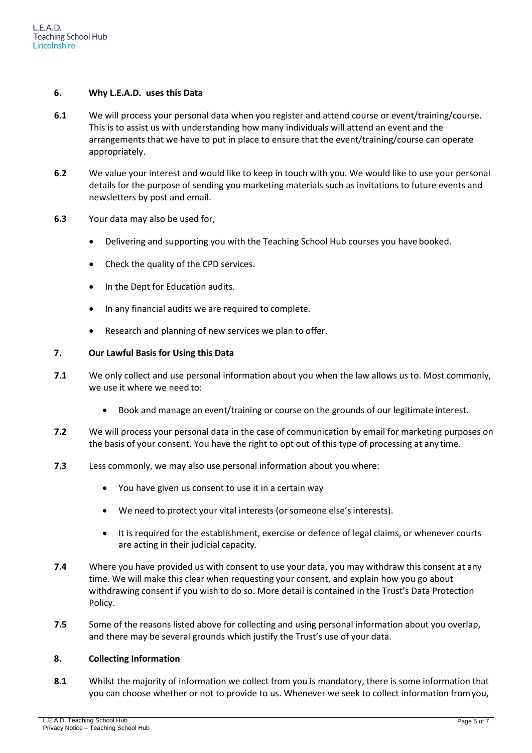## 6. Why L.E.A.D. uses this Data

**6.1** We will process your personal data when you register and attend course or event/training/course. This is to assist us with understanding how many individuals will attend an event and the arrangements that we have to put in place to ensure that the event/training/course can operate appropriately.

**6.2** We value your interest and would like to keep in touch with you. We would like to use your personal details for the purpose of sending you marketing materials such as invitations to future events and newsletters by post and email.

**6.3** Your data may also be used for,

- Delivering and supporting you with the Teaching School Hub courses you have booked.
- Check the quality of the CPD services.
- In the Dept for Education audits.
- In any financial audits we are required to complete.
- Research and planning of new services we plan to offer.

## 7. Our Lawful Basis for Using this Data

**7.1** We only collect and use personal information about you when the law allows us to. Most commonly, we use it where we need to:

- Book and manage an event/training or course on the grounds of our legitimate interest.

**7.2** We will process your personal data in the case of communication by email for marketing purposes on the basis of your consent. You have the right to opt out of this type of processing at any time.

**7.3** Less commonly, we may also use personal information about you where:

- You have given us consent to use it in a certain way
- We need to protect your vital interests (or someone else's interests).
- It is required for the establishment, exercise or defence of legal claims, or whenever courts are acting in their judicial capacity.

**7.4** Where you have provided us with consent to use your data, you may withdraw this consent at any time. We will make this clear when requesting your consent, and explain how you go about withdrawing consent if you wish to do so. More detail is contained in the Trust's Data Protection Policy.

**7.5** Some of the reasons listed above for collecting and using personal information about you overlap, and there may be several grounds which justify the Trust's use of your data.

## 8. Collecting Information

**8.1** Whilst the majority of information we collect from you is mandatory, there is some information that you can choose whether or not to provide to us. Whenever we seek to collect information from you,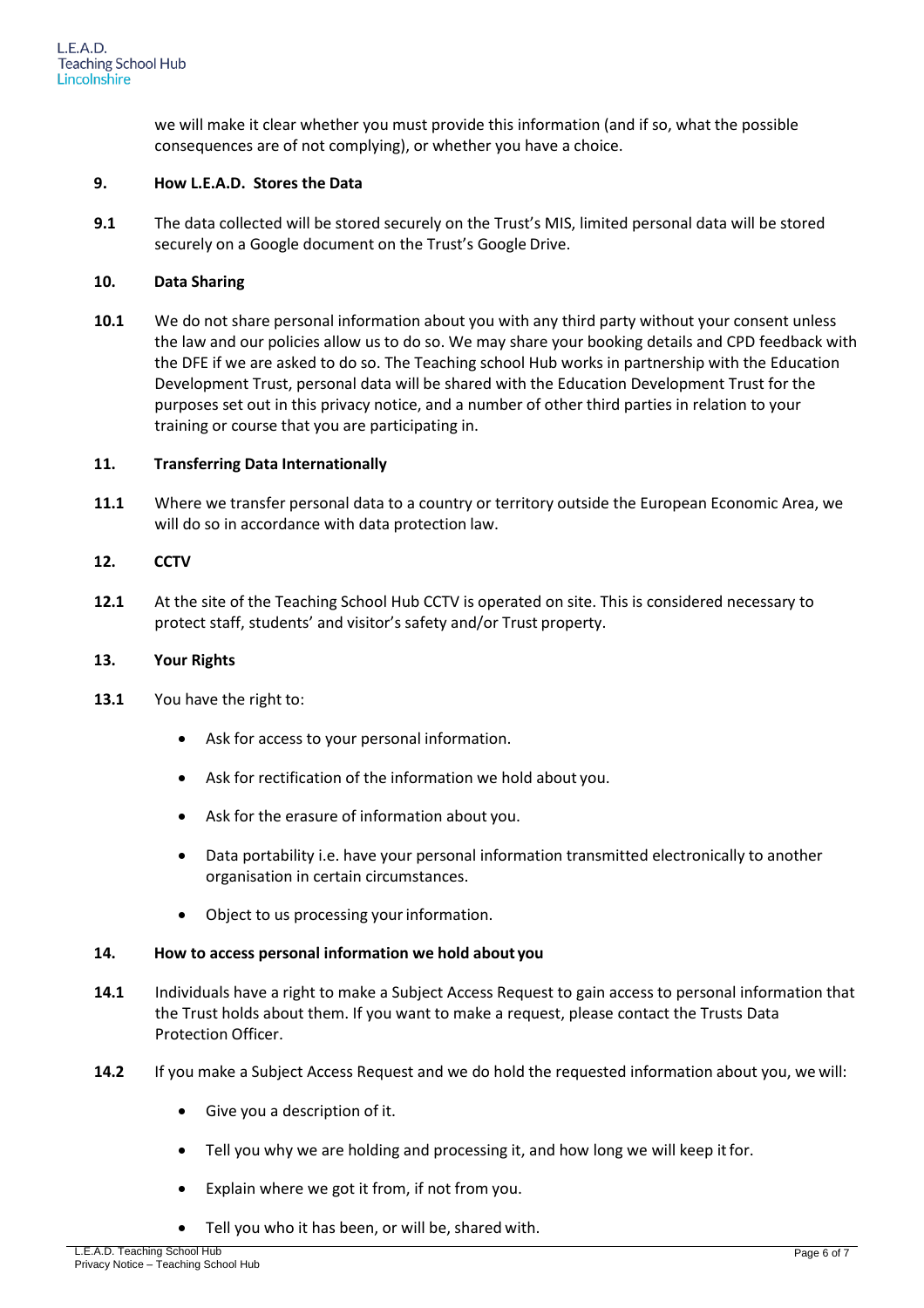we will make it clear whether you must provide this information (and if so, what the possible consequences are of not complying), or whether you have a choice.

## 9. How L.E.A.D. Stores the Data

**9.1** The data collected will be stored securely on the Trust's MIS, limited personal data will be stored securely on a Google document on the Trust's Google Drive.

## 10. Data Sharing

**10.1** We do not share personal information about you with any third party without your consent unless the law and our policies allow us to do so. We may share your booking details and CPD feedback with the DFE if we are asked to do so. The Teaching school Hub works in partnership with the Education Development Trust, personal data will be shared with the Education Development Trust for the purposes set out in this privacy notice, and a number of other third parties in relation to your training or course that you are participating in.

## 11. Transferring Data Internationally

**11.1** Where we transfer personal data to a country or territory outside the European Economic Area, we will do so in accordance with data protection law.

## 12. CCTV

**12.1** At the site of the Teaching School Hub CCTV is operated on site. This is considered necessary to protect staff, students' and visitor's safety and/or Trust property.

## 13. Your Rights

**13.1** You have the right to:

- Ask for access to your personal information.
- Ask for rectification of the information we hold about you.
- Ask for the erasure of information about you.
- Data portability i.e. have your personal information transmitted electronically to another organisation in certain circumstances.
- Object to us processing your information.

## 14. How to access personal information we hold about you

**14.1** Individuals have a right to make a Subject Access Request to gain access to personal information that the Trust holds about them. If you want to make a request, please contact the Trusts Data Protection Officer.

**14.2** If you make a Subject Access Request and we do hold the requested information about you, we will:

- Give you a description of it.
- Tell you why we are holding and processing it, and how long we will keep it for.
- Explain where we got it from, if not from you.
- Tell you who it has been, or will be, shared with.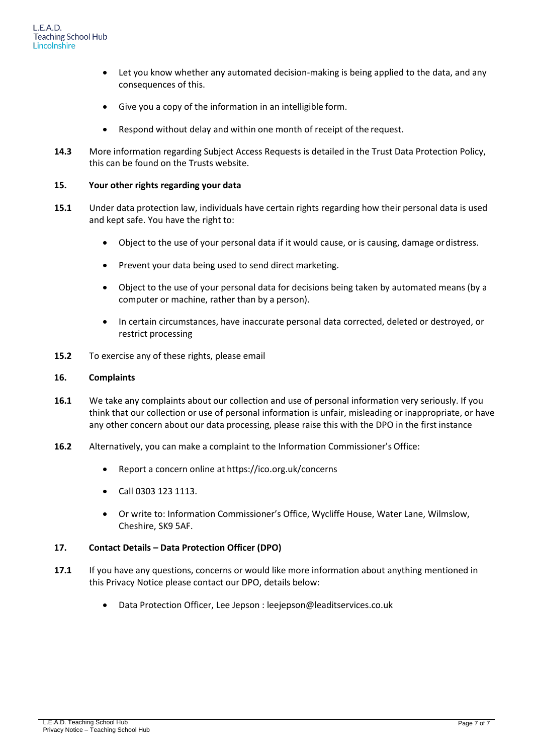- Let you know whether any automated decision-making is being applied to the data, and any consequences of this.
- Give you a copy of the information in an intelligible form.
- Respond without delay and within one month of receipt of the request.

**14.3** More information regarding Subject Access Requests is detailed in the Trust Data Protection Policy, this can be found on the Trusts website.

## 15. Your other rights regarding your data

**15.1** Under data protection law, individuals have certain rights regarding how their personal data is used and kept safe. You have the right to:

- Object to the use of your personal data if it would cause, or is causing, damage or distress.
- Prevent your data being used to send direct marketing.
- Object to the use of your personal data for decisions being taken by automated means (by a computer or machine, rather than by a person).
- In certain circumstances, have inaccurate personal data corrected, deleted or destroyed, or restrict processing

**15.2** To exercise any of these rights, please email

## 16. Complaints

**16.1** We take any complaints about our collection and use of personal information very seriously. If you think that our collection or use of personal information is unfair, misleading or inappropriate, or have any other concern about our data processing, please raise this with the DPO in the first instance

**16.2** Alternatively, you can make a complaint to the Information Commissioner's Office:

- Report a concern online at https://ico.org.uk/concerns
- Call 0303 123 1113.
- Or write to: Information Commissioner's Office, Wycliffe House, Water Lane, Wilmslow, Cheshire, SK9 5AF.

## 17. Contact Details – Data Protection Officer (DPO)

**17.1** If you have any questions, concerns or would like more information about anything mentioned in this Privacy Notice please contact our DPO, details below:

- Data Protection Officer, Lee Jepson : leejepson@leaditservices.co.uk